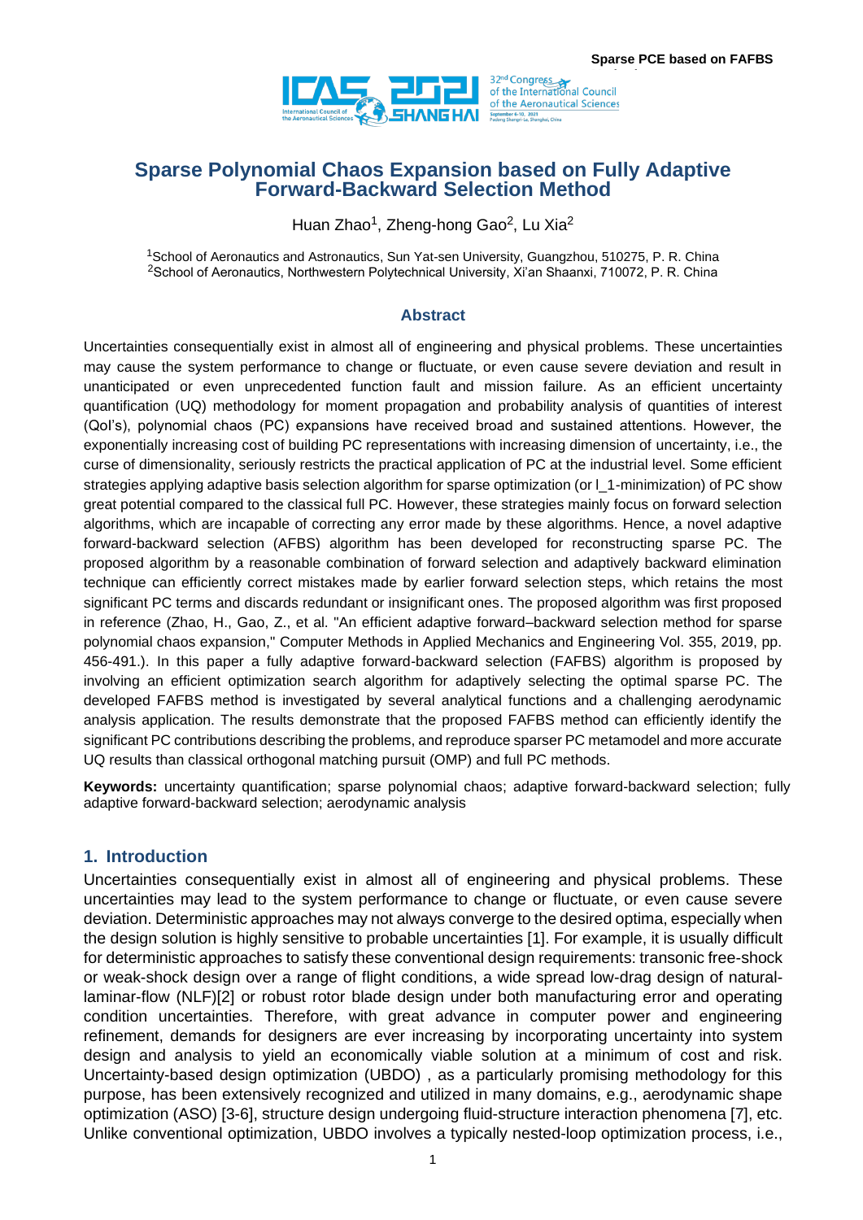# Sparse Polynomial Chaos Expansion based on Fully Adaptive Forward-Backward Selection Method

Huan Zhao[1], Zheng-hong Gao[2], Lu Xia[2]

[1]School of Aeronautics and Astronautics, Sun Yat-sen University, Guangzhou, 510275, P. R. China
[2]School of Aeronautics, Northwestern Polytechnical University, Xi'an Shaanxi, 710072, P. R. China

## Abstract

Uncertainties consequentially exist in almost all of engineering and physical problems. These uncertainties may cause the system performance to change or fluctuate, or even cause severe deviation and result in unanticipated or even unprecedented function fault and mission failure. As an efficient uncertainty quantification (UQ) methodology for moment propagation and probability analysis of quantities of interest (QoI's), polynomial chaos (PC) expansions have received broad and sustained attentions. However, the exponentially increasing cost of building PC representations with increasing dimension of uncertainty, i.e., the curse of dimensionality, seriously restricts the practical application of PC at the industrial level. Some efficient strategies applying adaptive basis selection algorithm for sparse optimization (or l_1-minimization) of PC show great potential compared to the classical full PC. However, these strategies mainly focus on forward selection algorithms, which are incapable of correcting any error made by these algorithms. Hence, a novel adaptive forward-backward selection (AFBS) algorithm has been developed for reconstructing sparse PC. The proposed algorithm by a reasonable combination of forward selection and adaptively backward elimination technique can efficiently correct mistakes made by earlier forward selection steps, which retains the most significant PC terms and discards redundant or insignificant ones. The proposed algorithm was first proposed in reference (Zhao, H., Gao, Z., et al. "An efficient adaptive forward–backward selection method for sparse polynomial chaos expansion," Computer Methods in Applied Mechanics and Engineering Vol. 355, 2019, pp. 456-491.). In this paper a fully adaptive forward-backward selection (FAFBS) algorithm is proposed by involving an efficient optimization search algorithm for adaptively selecting the optimal sparse PC. The developed FAFBS method is investigated by several analytical functions and a challenging aerodynamic analysis application. The results demonstrate that the proposed FAFBS method can efficiently identify the significant PC contributions describing the problems, and reproduce sparser PC metamodel and more accurate UQ results than classical orthogonal matching pursuit (OMP) and full PC methods.

**Keywords:** uncertainty quantification; sparse polynomial chaos; adaptive forward-backward selection; fully adaptive forward-backward selection; aerodynamic analysis

## 1. Introduction

Uncertainties consequentially exist in almost all of engineering and physical problems. These uncertainties may lead to the system performance to change or fluctuate, or even cause severe deviation. Deterministic approaches may not always converge to the desired optima, especially when the design solution is highly sensitive to probable uncertainties [1]. For example, it is usually difficult for deterministic approaches to satisfy these conventional design requirements: transonic free-shock or weak-shock design over a range of flight conditions, a wide spread low-drag design of natural-laminar-flow (NLF)[2] or robust rotor blade design under both manufacturing error and operating condition uncertainties. Therefore, with great advance in computer power and engineering refinement, demands for designers are ever increasing by incorporating uncertainty into system design and analysis to yield an economically viable solution at a minimum of cost and risk. Uncertainty-based design optimization (UBDO) , as a particularly promising methodology for this purpose, has been extensively recognized and utilized in many domains, e.g., aerodynamic shape optimization (ASO) [3-6], structure design undergoing fluid-structure interaction phenomena [7], etc. Unlike conventional optimization, UBDO involves a typically nested-loop optimization process, i.e.,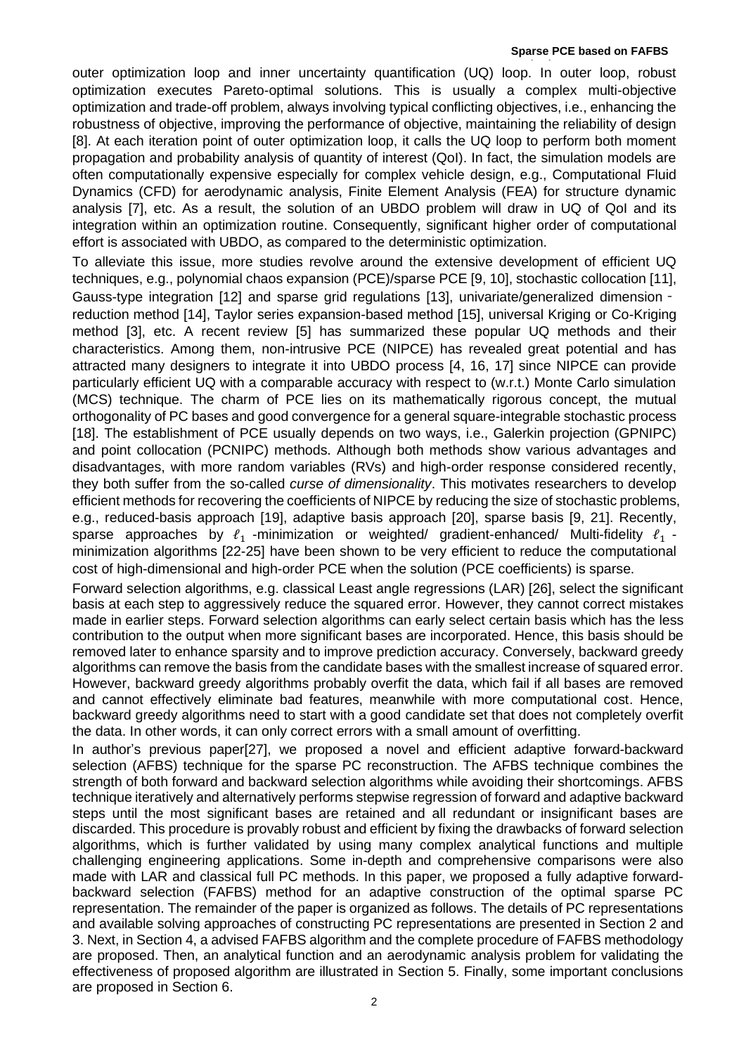outer optimization loop and inner uncertainty quantification (UQ) loop. In outer loop, robust optimization executes Pareto-optimal solutions. This is usually a complex multi-objective optimization and trade-off problem, always involving typical conflicting objectives, i.e., enhancing the robustness of objective, improving the performance of objective, maintaining the reliability of design [8]. At each iteration point of outer optimization loop, it calls the UQ loop to perform both moment propagation and probability analysis of quantity of interest (QoI). In fact, the simulation models are often computationally expensive especially for complex vehicle design, e.g., Computational Fluid Dynamics (CFD) for aerodynamic analysis, Finite Element Analysis (FEA) for structure dynamic analysis [7], etc. As a result, the solution of an UBDO problem will draw in UQ of QoI and its integration within an optimization routine. Consequently, significant higher order of computational effort is associated with UBDO, as compared to the deterministic optimization.

To alleviate this issue, more studies revolve around the extensive development of efficient UQ techniques, e.g., polynomial chaos expansion (PCE)/sparse PCE [9, 10], stochastic collocation [11], Gauss-type integration [12] and sparse grid regulations [13], univariate/generalized dimension-reduction method [14], Taylor series expansion-based method [15], universal Kriging or Co-Kriging method [3], etc. A recent review [5] has summarized these popular UQ methods and their characteristics. Among them, non-intrusive PCE (NIPCE) has revealed great potential and has attracted many designers to integrate it into UBDO process [4, 16, 17] since NIPCE can provide particularly efficient UQ with a comparable accuracy with respect to (w.r.t.) Monte Carlo simulation (MCS) technique. The charm of PCE lies on its mathematically rigorous concept, the mutual orthogonality of PC bases and good convergence for a general square-integrable stochastic process [18]. The establishment of PCE usually depends on two ways, i.e., Galerkin projection (GPNIPC) and point collocation (PCNIPC) methods. Although both methods show various advantages and disadvantages, with more random variables (RVs) and high-order response considered recently, they both suffer from the so-called *curse of dimensionality*. This motivates researchers to develop efficient methods for recovering the coefficients of NIPCE by reducing the size of stochastic problems, e.g., reduced-basis approach [19], adaptive basis approach [20], sparse basis [9, 21]. Recently, sparse approaches by $\ell_1$ -minimization or weighted/ gradient-enhanced/ Multi-fidelity $\ell_1$ -minimization algorithms [22-25] have been shown to be very efficient to reduce the computational cost of high-dimensional and high-order PCE when the solution (PCE coefficients) is sparse.

Forward selection algorithms, e.g. classical Least angle regressions (LAR) [26], select the significant basis at each step to aggressively reduce the squared error. However, they cannot correct mistakes made in earlier steps. Forward selection algorithms can early select certain basis which has the less contribution to the output when more significant bases are incorporated. Hence, this basis should be removed later to enhance sparsity and to improve prediction accuracy. Conversely, backward greedy algorithms can remove the basis from the candidate bases with the smallest increase of squared error. However, backward greedy algorithms probably overfit the data, which fail if all bases are removed and cannot effectively eliminate bad features, meanwhile with more computational cost. Hence, backward greedy algorithms need to start with a good candidate set that does not completely overfit the data. In other words, it can only correct errors with a small amount of overfitting.

In author's previous paper[27], we proposed a novel and efficient adaptive forward-backward selection (AFBS) technique for the sparse PC reconstruction. The AFBS technique combines the strength of both forward and backward selection algorithms while avoiding their shortcomings. AFBS technique iteratively and alternatively performs stepwise regression of forward and adaptive backward steps until the most significant bases are retained and all redundant or insignificant bases are discarded. This procedure is provably robust and efficient by fixing the drawbacks of forward selection algorithms, which is further validated by using many complex analytical functions and multiple challenging engineering applications. Some in-depth and comprehensive comparisons were also made with LAR and classical full PC methods. In this paper, we proposed a fully adaptive forward-backward selection (FAFBS) method for an adaptive construction of the optimal sparse PC representation. The remainder of the paper is organized as follows. The details of PC representations and available solving approaches of constructing PC representations are presented in Section 2 and 3. Next, in Section 4, a advised FAFBS algorithm and the complete procedure of FAFBS methodology are proposed. Then, an analytical function and an aerodynamic analysis problem for validating the effectiveness of proposed algorithm are illustrated in Section 5. Finally, some important conclusions are proposed in Section 6.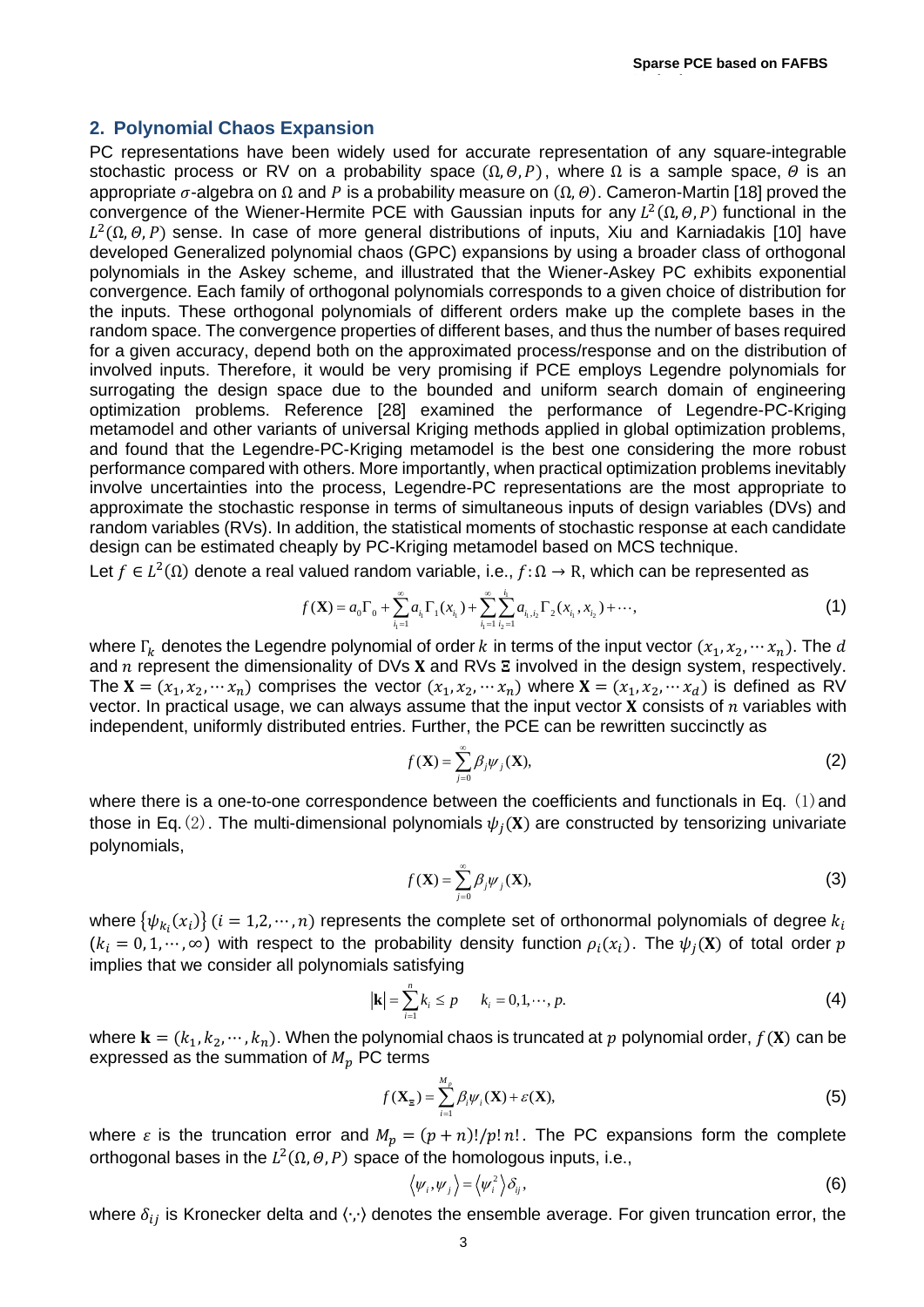## 2. Polynomial Chaos Expansion

PC representations have been widely used for accurate representation of any square-integrable stochastic process or RV on a probability space $(\Omega, \theta, P)$, where $\Omega$ is a sample space, $\theta$ is an appropriate $\sigma$-algebra on $\Omega$ and $P$ is a probability measure on $(\Omega, \theta)$. Cameron-Martin [18] proved the convergence of the Wiener-Hermite PCE with Gaussian inputs for any $L^2(\Omega, \theta, P)$ functional in the $L^2(\Omega, \theta, P)$ sense. In case of more general distributions of inputs, Xiu and Karniadakis [10] have developed Generalized polynomial chaos (GPC) expansions by using a broader class of orthogonal polynomials in the Askey scheme, and illustrated that the Wiener-Askey PC exhibits exponential convergence. Each family of orthogonal polynomials corresponds to a given choice of distribution for the inputs. These orthogonal polynomials of different orders make up the complete bases in the random space. The convergence properties of different bases, and thus the number of bases required for a given accuracy, depend both on the approximated process/response and on the distribution of involved inputs. Therefore, it would be very promising if PCE employs Legendre polynomials for surrogating the design space due to the bounded and uniform search domain of engineering optimization problems. Reference [28] examined the performance of Legendre-PC-Kriging metamodel and other variants of universal Kriging methods applied in global optimization problems, and found that the Legendre-PC-Kriging metamodel is the best one considering the more robust performance compared with others. More importantly, when practical optimization problems inevitably involve uncertainties into the process, Legendre-PC representations are the most appropriate to approximate the stochastic response in terms of simultaneous inputs of design variables (DVs) and random variables (RVs). In addition, the statistical moments of stochastic response at each candidate design can be estimated cheaply by PC-Kriging metamodel based on MCS technique.

Let $f \in L^2(\Omega)$ denote a real valued random variable, i.e., $f: \Omega \to \mathrm{R}$, which can be represented as

$$f(\mathbf{X}) = a_0\Gamma_0 + \sum_{i_1=1}^{\infty} a_{i_1}\Gamma_1(x_{i_1}) + \sum_{i_1=1}^{\infty}\sum_{i_2=1}^{i_1} a_{i_1,i_2}\Gamma_2(x_{i_1}, x_{i_2}) + \cdots, \tag{1}$$

where $\Gamma_k$ denotes the Legendre polynomial of order $k$ in terms of the input vector $(x_1, x_2, \cdots x_n)$. The $d$ and $n$ represent the dimensionality of DVs $\mathbf{X}$ and RVs $\Xi$ involved in the design system, respectively. The $\mathbf{X} = (x_1, x_2, \cdots x_n)$ comprises the vector $(x_1, x_2, \cdots x_n)$ where $\mathbf{X} = (x_1, x_2, \cdots x_d)$ is defined as RV vector. In practical usage, we can always assume that the input vector $\mathbf{X}$ consists of $n$ variables with independent, uniformly distributed entries. Further, the PCE can be rewritten succinctly as

$$f(\mathbf{X}) = \sum_{j=0}^{\infty} \beta_j \psi_j(\mathbf{X}), \tag{2}$$

where there is a one-to-one correspondence between the coefficients and functionals in Eq. (1) and those in Eq. (2). The multi-dimensional polynomials $\psi_j(\mathbf{X})$ are constructed by tensorizing univariate polynomials,

$$f(\mathbf{X}) = \sum_{j=0}^{\infty} \beta_j \psi_j(\mathbf{X}), \tag{3}$$

where $\{\psi_{k_i}(x_i)\}$ $(i = 1,2,\cdots,n)$ represents the complete set of orthonormal polynomials of degree $k_i$ $(k_i = 0,1,\cdots,\infty)$ with respect to the probability density function $\rho_i(x_i)$. The $\psi_j(\mathbf{X})$ of total order $p$ implies that we consider all polynomials satisfying

$$|\mathbf{k}| = \sum_{i=1}^{n} k_i \le p \qquad k_i = 0,1,\cdots,p. \tag{4}$$

where $\mathbf{k} = (k_1, k_2, \cdots, k_n)$. When the polynomial chaos is truncated at $p$ polynomial order, $f(\mathbf{X})$ can be expressed as the summation of $M_p$ PC terms

$$f(\mathbf{X}_{\Xi}) = \sum_{i=1}^{M_p} \beta_i \psi_i(\mathbf{X}) + \varepsilon(\mathbf{X}), \tag{5}$$

where $\varepsilon$ is the truncation error and $M_p = (p+n)!/p!n!$. The PC expansions form the complete orthogonal bases in the $L^2(\Omega, \theta, P)$ space of the homologous inputs, i.e.,

$$\langle \psi_i, \psi_j \rangle = \langle \psi_i^2 \rangle \delta_{ij}, \tag{6}$$

where $\delta_{ij}$ is Kronecker delta and $\langle\cdot,\cdot\rangle$ denotes the ensemble average. For given truncation error, the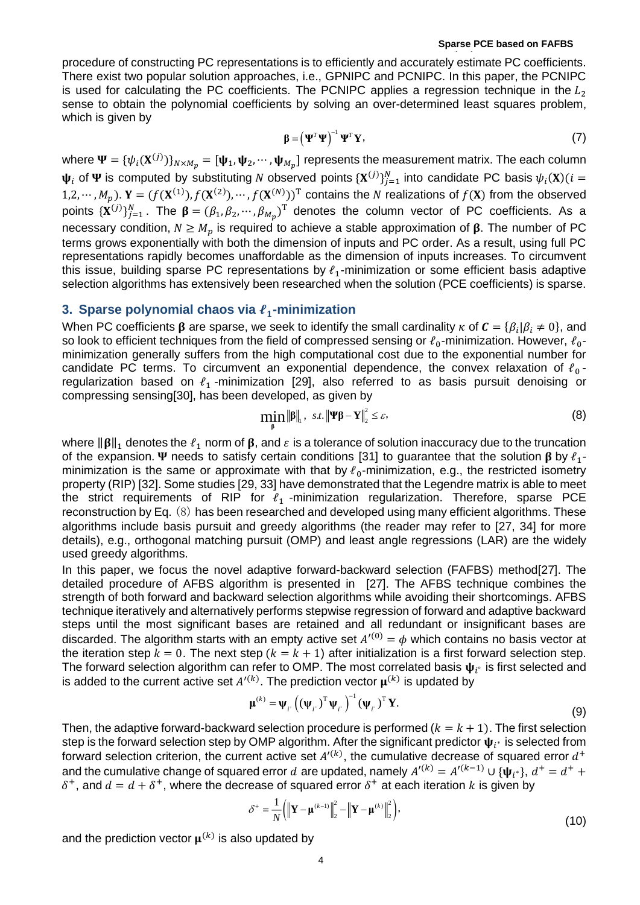procedure of constructing PC representations is to efficiently and accurately estimate PC coefficients. There exist two popular solution approaches, i.e., GPNIPC and PCNIPC. In this paper, the PCNIPC is used for calculating the PC coefficients. The PCNIPC applies a regression technique in the $L_2$ sense to obtain the polynomial coefficients by solving an over-determined least squares problem, which is given by

$$\boldsymbol{\beta} = \left(\boldsymbol{\Psi}^T\boldsymbol{\Psi}\right)^{-1}\boldsymbol{\Psi}^T\mathbf{Y}, \tag{7}$$

where $\boldsymbol{\Psi} = \{\psi_i(\mathbf{X}^{(j)})\}_{N\times M_p} = [\boldsymbol{\psi}_1, \boldsymbol{\psi}_2, \cdots, \boldsymbol{\psi}_{M_p}]$ represents the measurement matrix. The each column $\boldsymbol{\psi}_i$ of $\boldsymbol{\Psi}$ is computed by substituting $N$ observed points $\{\mathbf{X}^{(j)}\}_{j=1}^{N}$ into candidate PC basis $\psi_i(\mathbf{X})(i = 1,2,\cdots,M_p)$. $\mathbf{Y} = (f(\mathbf{X}^{(1)}), f(\mathbf{X}^{(2)}), \cdots, f(\mathbf{X}^{(N)}))^{\mathrm{T}}$ contains the $N$ realizations of $f(\mathbf{X})$ from the observed points $\{\mathbf{X}^{(j)}\}_{j=1}^{N}$. The $\boldsymbol{\beta} = (\beta_1, \beta_2, \cdots, \beta_{M_p})^{\mathrm{T}}$ denotes the column vector of PC coefficients. As a necessary condition, $N \geq M_p$ is required to achieve a stable approximation of $\boldsymbol{\beta}$. The number of PC terms grows exponentially with both the dimension of inputs and PC order. As a result, using full PC representations rapidly becomes unaffordable as the dimension of inputs increases. To circumvent this issue, building sparse PC representations by $\ell_1$-minimization or some efficient basis adaptive selection algorithms has extensively been researched when the solution (PCE coefficients) is sparse.

## 3. Sparse polynomial chaos via $\ell_1$-minimization

When PC coefficients $\boldsymbol{\beta}$ are sparse, we seek to identify the small cardinality $\kappa$ of $\boldsymbol{C} = \{\beta_i | \beta_i \neq 0\}$, and so look to efficient techniques from the field of compressed sensing or $\ell_0$-minimization. However, $\ell_0$-minimization generally suffers from the high computational cost due to the exponential number for candidate PC terms. To circumvent an exponential dependence, the convex relaxation of $\ell_0$-regularization based on $\ell_1$-minimization [29], also referred to as basis pursuit denoising or compressing sensing[30], has been developed, as given by

$$\min_{\boldsymbol{\beta}} \|\boldsymbol{\beta}\|_1, \;\; s.t. \|\boldsymbol{\Psi\beta} - \mathbf{Y}\|_2^2 \leq \varepsilon, \tag{8}$$

where $\|\boldsymbol{\beta}\|_1$ denotes the $\ell_1$ norm of $\boldsymbol{\beta}$, and $\varepsilon$ is a tolerance of solution inaccuracy due to the truncation of the expansion. $\boldsymbol{\Psi}$ needs to satisfy certain conditions [31] to guarantee that the solution $\boldsymbol{\beta}$ by $\ell_1$-minimization is the same or approximate with that by $\ell_0$-minimization, e.g., the restricted isometry property (RIP) [32]. Some studies [29, 33] have demonstrated that the Legendre matrix is able to meet the strict requirements of RIP for $\ell_1$-minimization regularization. Therefore, sparse PCE reconstruction by Eq. (8) has been researched and developed using many efficient algorithms. These algorithms include basis pursuit and greedy algorithms (the reader may refer to [27, 34] for more details), e.g., orthogonal matching pursuit (OMP) and least angle regressions (LAR) are the widely used greedy algorithms.

In this paper, we focus the novel adaptive forward-backward selection (FAFBS) method[27]. The detailed procedure of AFBS algorithm is presented in [27]. The AFBS technique combines the strength of both forward and backward selection algorithms while avoiding their shortcomings. AFBS technique iteratively and alternatively performs stepwise regression of forward and adaptive backward steps until the most significant bases are retained and all redundant or insignificant bases are discarded. The algorithm starts with an empty active set $A'^{(0)} = \phi$ which contains no basis vector at the iteration step $k = 0$. The next step ($k = k + 1$) after initialization is a first forward selection step. The forward selection algorithm can refer to OMP. The most correlated basis $\boldsymbol{\psi}_{i^*}$ is first selected and is added to the current active set $A'^{(k)}$. The prediction vector $\boldsymbol{\mu}^{(k)}$ is updated by

$$\boldsymbol{\mu}^{(k)} = \boldsymbol{\psi}_{i^*}\left((\boldsymbol{\psi}_{i^*})^{\mathrm{T}}\boldsymbol{\psi}_{i^*}\right)^{-1}(\boldsymbol{\psi}_{i^*})^{\mathrm{T}}\mathbf{Y}. \tag{9}$$

Then, the adaptive forward-backward selection procedure is performed ($k = k + 1$). The first selection step is the forward selection step by OMP algorithm. After the significant predictor $\boldsymbol{\psi}_{i^*}$ is selected from forward selection criterion, the current active set $A'^{(k)}$, the cumulative decrease of squared error $d^+$ and the cumulative change of squared error $d$ are updated, namely $A'^{(k)} = A'^{(k-1)} \cup \{\boldsymbol{\psi}_{i^*}\}$, $d^+ = d^+ + \delta^+$, and $d = d + \delta^+$, where the decrease of squared error $\delta^+$ at each iteration $k$ is given by

$$\delta^+ = \frac{1}{N}\left(\left\|\mathbf{Y} - \boldsymbol{\mu}^{(k-1)}\right\|_2^2 - \left\|\mathbf{Y} - \boldsymbol{\mu}^{(k)}\right\|_2^2\right), \tag{10}$$

and the prediction vector $\boldsymbol{\mu}^{(k)}$ is also updated by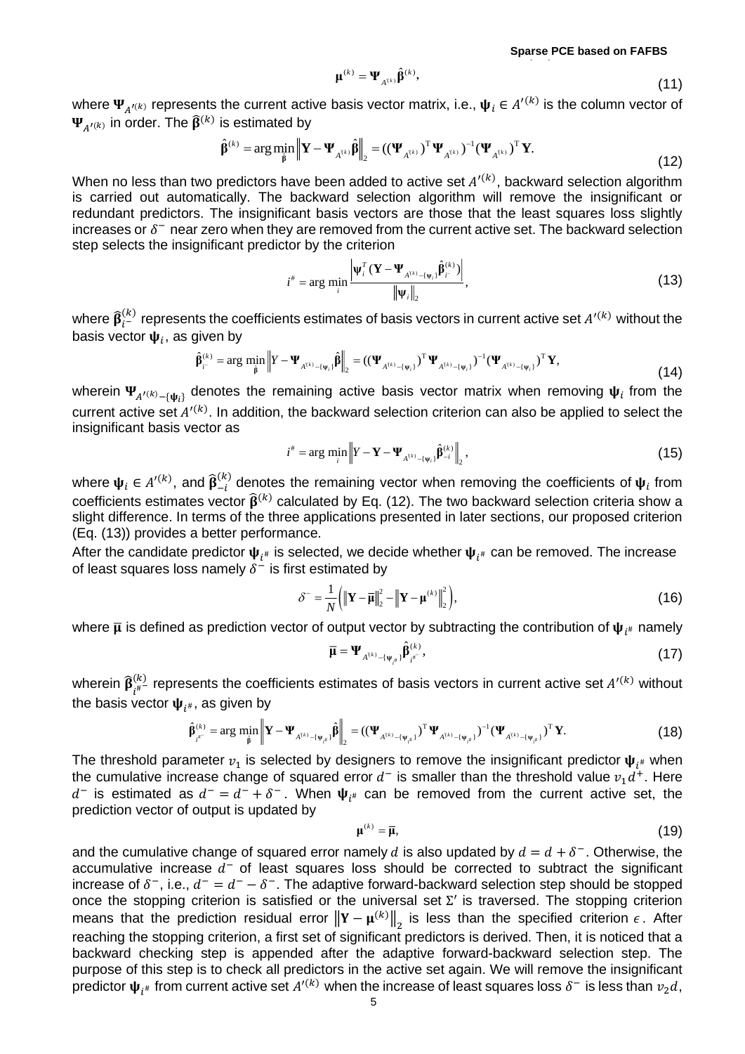$$\boldsymbol{\mu}^{(k)} = \boldsymbol{\Psi}_{A'^{(k)}} \hat{\boldsymbol{\beta}}^{(k)}, \tag{11}$$

where $\boldsymbol{\Psi}_{A'^{(k)}}$ represents the current active basis vector matrix, i.e., $\boldsymbol{\psi}_i \in A'^{(k)}$ is the column vector of $\boldsymbol{\Psi}_{A'^{(k)}}$ in order. The $\hat{\boldsymbol{\beta}}^{(k)}$ is estimated by

$$\hat{\boldsymbol{\beta}}^{(k)} = \arg\min_{\hat{\boldsymbol{\beta}}} \left\| \mathbf{Y} - \boldsymbol{\Psi}_{A'^{(k)}} \hat{\boldsymbol{\beta}} \right\|_2 = ((\boldsymbol{\Psi}_{A'^{(k)}})^{\mathrm{T}} \boldsymbol{\Psi}_{A'^{(k)}})^{-1} (\boldsymbol{\Psi}_{A'^{(k)}})^{\mathrm{T}} \mathbf{Y}. \tag{12}$$

When no less than two predictors have been added to active set $A'^{(k)}$, backward selection algorithm is carried out automatically. The backward selection algorithm will remove the insignificant or redundant predictors. The insignificant basis vectors are those that the least squares loss slightly increases or $\delta^-$ near zero when they are removed from the current active set. The backward selection step selects the insignificant predictor by the criterion

$$i^{\#} = \arg\min_{i} \frac{\left| \boldsymbol{\psi}_i^T (\mathbf{Y} - \boldsymbol{\Psi}_{A'^{(k)}-\{\boldsymbol{\psi}_i\}} \hat{\boldsymbol{\beta}}_{i^-}^{(k)}) \right|}{\left\| \boldsymbol{\psi}_i \right\|_2}, \tag{13}$$

where $\hat{\boldsymbol{\beta}}_{i^-}^{(k)}$ represents the coefficients estimates of basis vectors in current active set $A'^{(k)}$ without the basis vector $\boldsymbol{\psi}_i$, as given by

$$\hat{\boldsymbol{\beta}}_{i^-}^{(k)} = \arg\min_{\hat{\boldsymbol{\beta}}} \left\| Y - \boldsymbol{\Psi}_{A'^{(k)}-\{\boldsymbol{\psi}_i\}} \hat{\boldsymbol{\beta}} \right\|_2 = ((\boldsymbol{\Psi}_{A'^{(k)}-\{\boldsymbol{\psi}_i\}})^{\mathrm{T}} \boldsymbol{\Psi}_{A'^{(k)}-\{\boldsymbol{\psi}_i\}})^{-1} (\boldsymbol{\Psi}_{A'^{(k)}-\{\boldsymbol{\psi}_i\}})^{\mathrm{T}} \mathbf{Y}, \tag{14}$$

wherein $\boldsymbol{\Psi}_{A'^{(k)}-\{\boldsymbol{\psi}_i\}}$ denotes the remaining active basis vector matrix when removing $\boldsymbol{\psi}_i$ from the current active set $A'^{(k)}$. In addition, the backward selection criterion can also be applied to select the insignificant basis vector as

$$i^{\#} = \arg\min_{i} \left\| Y - \mathbf{Y} - \boldsymbol{\Psi}_{A'^{(k)}-\{\boldsymbol{\psi}_i\}} \hat{\boldsymbol{\beta}}_{-i}^{(k)} \right\|_2, \tag{15}$$

where $\boldsymbol{\psi}_i \in A'^{(k)}$, and $\hat{\boldsymbol{\beta}}_{-i}^{(k)}$ denotes the remaining vector when removing the coefficients of $\boldsymbol{\psi}_i$ from coefficients estimates vector $\hat{\boldsymbol{\beta}}^{(k)}$ calculated by Eq. (12). The two backward selection criteria show a slight difference. In terms of the three applications presented in later sections, our proposed criterion (Eq. (13)) provides a better performance.

After the candidate predictor $\boldsymbol{\psi}_{i^{\#}}$ is selected, we decide whether $\boldsymbol{\psi}_{i^{\#}}$ can be removed. The increase of least squares loss namely $\delta^-$ is first estimated by

$$\delta^- = \frac{1}{N} \left( \left\| \mathbf{Y} - \bar{\boldsymbol{\mu}} \right\|_2^2 - \left\| \mathbf{Y} - \boldsymbol{\mu}^{(k)} \right\|_2^2 \right), \tag{16}$$

where $\bar{\boldsymbol{\mu}}$ is defined as prediction vector of output vector by subtracting the contribution of $\boldsymbol{\psi}_{i^{\#}}$ namely

$$\bar{\boldsymbol{\mu}} = \boldsymbol{\Psi}_{A'^{(k)}-\{\boldsymbol{\psi}_{i^{\#}}\}} \hat{\boldsymbol{\beta}}_{i^{\#-}}^{(k)}, \tag{17}$$

wherein $\hat{\boldsymbol{\beta}}_{i^{\#-}}^{(k)}$ represents the coefficients estimates of basis vectors in current active set $A'^{(k)}$ without the basis vector $\boldsymbol{\psi}_{i^{\#}}$, as given by

$$\hat{\boldsymbol{\beta}}_{i^{\#-}}^{(k)} = \arg\min_{\hat{\boldsymbol{\beta}}} \left\| \mathbf{Y} - \boldsymbol{\Psi}_{A'^{(k)}-\{\boldsymbol{\psi}_{i^{\#}}\}} \hat{\boldsymbol{\beta}} \right\|_2 = ((\boldsymbol{\Psi}_{A'^{(k)}-\{\boldsymbol{\psi}_{i^{\#}}\}})^{\mathrm{T}} \boldsymbol{\Psi}_{A'^{(k)}-\{\boldsymbol{\psi}_{i^{\#}}\}})^{-1} (\boldsymbol{\Psi}_{A'^{(k)}-\{\boldsymbol{\psi}_{i^{\#}}\}})^{\mathrm{T}} \mathbf{Y}. \tag{18}$$

The threshold parameter $v_1$ is selected by designers to remove the insignificant predictor $\boldsymbol{\psi}_{i^{\#}}$ when the cumulative increase change of squared error $d^-$ is smaller than the threshold value $v_1 d^+$. Here $d^-$ is estimated as $d^- = d^- + \delta^-$. When $\boldsymbol{\psi}_{i^{\#}}$ can be removed from the current active set, the prediction vector of output is updated by

$$\boldsymbol{\mu}^{(k)} = \bar{\boldsymbol{\mu}}, \tag{19}$$

and the cumulative change of squared error namely $d$ is also updated by $d = d + \delta^-$. Otherwise, the accumulative increase $d^-$ of least squares loss should be corrected to subtract the significant increase of $\delta^-$, i.e., $d^- = d^- - \delta^-$. The adaptive forward-backward selection step should be stopped once the stopping criterion is satisfied or the universal set $\Sigma'$ is traversed. The stopping criterion means that the prediction residual error $\left\| \mathbf{Y} - \boldsymbol{\mu}^{(k)} \right\|_2$ is less than the specified criterion $\epsilon$. After reaching the stopping criterion, a first set of significant predictors is derived. Then, it is noticed that a backward checking step is appended after the adaptive forward-backward selection step. The purpose of this step is to check all predictors in the active set again. We will remove the insignificant predictor $\boldsymbol{\psi}_{i^{\#}}$ from current active set $A'^{(k)}$ when the increase of least squares loss $\delta^-$ is less than $v_2 d$,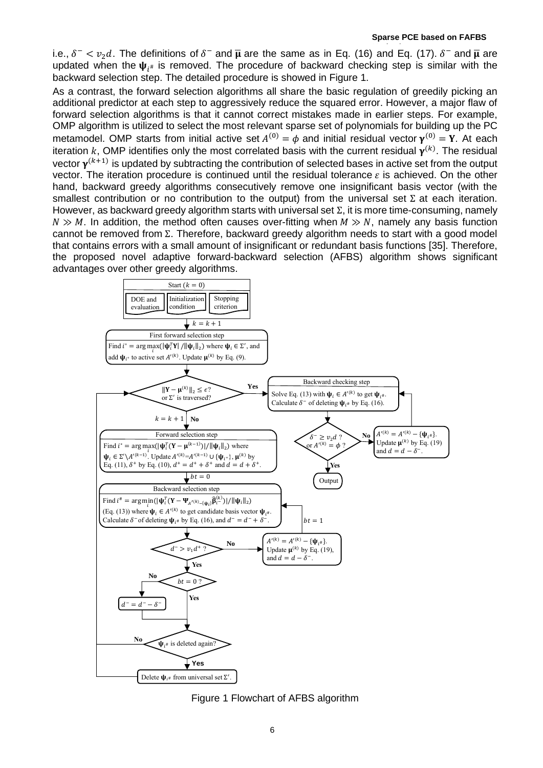i.e., $\delta^- < v_2 d$. The definitions of $\delta^-$ and $\bar{\boldsymbol{\mu}}$ are the same as in Eq. (16) and Eq. (17). $\delta^-$ and $\bar{\boldsymbol{\mu}}$ are updated when the $\boldsymbol{\psi}_{i^\#}$ is removed. The procedure of backward checking step is similar with the backward selection step. The detailed procedure is showed in Figure 1.

As a contrast, the forward selection algorithms all share the basic regulation of greedily picking an additional predictor at each step to aggressively reduce the squared error. However, a major flaw of forward selection algorithms is that it cannot correct mistakes made in earlier steps. For example, OMP algorithm is utilized to select the most relevant sparse set of polynomials for building up the PC metamodel. OMP starts from initial active set $A^{(0)} = \phi$ and initial residual vector $\boldsymbol{\gamma}^{(0)} = \mathbf{Y}$. At each iteration $k$, OMP identifies only the most correlated basis with the current residual $\boldsymbol{\gamma}^{(k)}$. The residual vector $\boldsymbol{\gamma}^{(k+1)}$ is updated by subtracting the contribution of selected bases in active set from the output vector. The iteration procedure is continued until the residual tolerance $\varepsilon$ is achieved. On the other hand, backward greedy algorithms consecutively remove one insignificant basis vector (with the smallest contribution or no contribution to the output) from the universal set $\Sigma$ at each iteration. However, as backward greedy algorithm starts with universal set $\Sigma$, it is more time-consuming, namely $N \gg M$. In addition, the method often causes over-fitting when $M \gg N$, namely any basis function cannot be removed from $\Sigma$. Therefore, backward greedy algorithm needs to start with a good model that contains errors with a small amount of insignificant or redundant basis functions [35]. Therefore, the proposed novel adaptive forward-backward selection (AFBS) algorithm shows significant advantages over other greedy algorithms.

Start ($k = 0$): DOE and evaluation; Initialization condition; Stopping criterion

$k = k + 1$

**First forward selection step**: Find $i^* = \arg\max_i (|\boldsymbol{\psi}_i^T \mathbf{Y}| / \|\boldsymbol{\psi}_i\|_2)$ where $\boldsymbol{\psi}_i \in \Sigma'$, and add $\boldsymbol{\psi}_{i^*}$ to active set $A'^{(k)}$. Update $\boldsymbol{\mu}^{(k)}$ by Eq. (9).

Decision: $\|\mathbf{Y} - \boldsymbol{\mu}^{(k)}\|_2 \le \epsilon$? or $\Sigma'$ is traversed?

- Yes → **Backward checking step**: Solve Eq. (13) with $\boldsymbol{\psi}_i \in A'^{(k)}$ to get $\boldsymbol{\psi}_{i^\#}$. Calculate $\delta^-$ of deleting $\boldsymbol{\psi}_{i^\#}$ by Eq. (16).
  - Decision: $\delta^- \ge v_2 d$ ? or $A'^{(k)} = \phi$ ?
    - No → $A'^{(k)} = A'^{(k)} - \{\boldsymbol{\psi}_{i^\#}\}$. Update $\boldsymbol{\mu}^{(k)}$ by Eq. (19) and $d = d - \delta^-$. (return to Backward checking step)
    - Yes → Output
- No → $k = k + 1$ → **Forward selection step**: Find $i^* = \arg\max_i (|\boldsymbol{\psi}_i^T (\mathbf{Y} - \boldsymbol{\mu}^{(k-1)})| / \|\boldsymbol{\psi}_i\|_2)$ where $\boldsymbol{\psi}_i \in \Sigma' \backslash A'^{(k-1)}$. Update $A'^{(k)} = A'^{(k-1)} \cup \{\boldsymbol{\psi}_{i^*}\}$, $\boldsymbol{\mu}^{(k)}$ by Eq. (11), $\delta^+$ by Eq. (10), $d^+ = d^+ + \delta^+$ and $d = d + \delta^+$.

$bt = 0$

**Backward selection step**: Find $i^\# = \arg\min_i (|\boldsymbol{\psi}_i^T (\mathbf{Y} - \boldsymbol{\Psi}_{A'^{(k)}-\{\boldsymbol{\psi}_i\}} \hat{\boldsymbol{\beta}}_{i-}^{(k)})| / \|\boldsymbol{\psi}_i\|_2)$ (Eq. (13)) where $\boldsymbol{\psi}_i \in A'^{(k)}$ to get candidate basis vector $\boldsymbol{\psi}_{i^\#}$. Calculate $\delta^-$ of deleting $\boldsymbol{\psi}_{i^\#}$ by Eq. (16), and $d^- = d^- + \delta^-$.

Decision: $d^- > v_1 d^+$ ?

- No → $A'^{(k)} = A'^{(k)} - \{\boldsymbol{\psi}_{i^\#}\}$. Update $\boldsymbol{\mu}^{(k)}$ by Eq. (19), and $d = d - \delta^-$. → $bt = 1$ → (return to Backward selection step)
- Yes → Decision: $bt = 0$ ?
  - No → $d^- = d^- - \delta^-$
  - Yes → continue

Decision: $\boldsymbol{\psi}_{i^\#}$ is deleted again?

- No → (return to stopping decision)
- Yes → Delete $\boldsymbol{\psi}_{i^\#}$ from universal set $\Sigma'$. → (return to stopping decision)

Figure 1 Flowchart of AFBS algorithm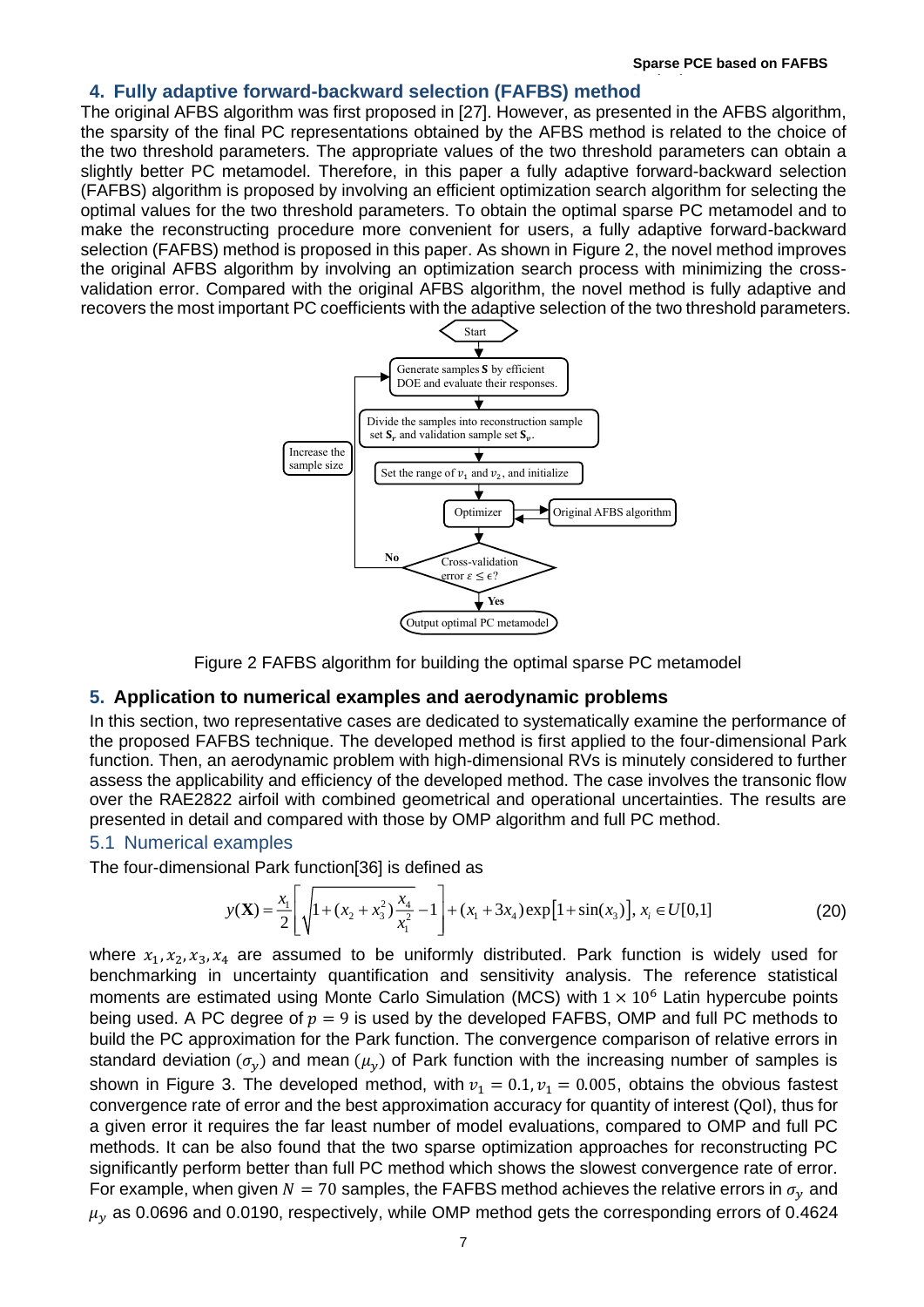## 4. Fully adaptive forward-backward selection (FAFBS) method

The original AFBS algorithm was first proposed in [27]. However, as presented in the AFBS algorithm, the sparsity of the final PC representations obtained by the AFBS method is related to the choice of the two threshold parameters. The appropriate values of the two threshold parameters can obtain a slightly better PC metamodel. Therefore, in this paper a fully adaptive forward-backward selection (FAFBS) algorithm is proposed by involving an efficient optimization search algorithm for selecting the optimal values for the two threshold parameters. To obtain the optimal sparse PC metamodel and to make the reconstructing procedure more convenient for users, a fully adaptive forward-backward selection (FAFBS) method is proposed in this paper. As shown in Figure 2, the novel method improves the original AFBS algorithm by involving an optimization search process with minimizing the cross-validation error. Compared with the original AFBS algorithm, the novel method is fully adaptive and recovers the most important PC coefficients with the adaptive selection of the two threshold parameters.

Start → Generate samples $\mathbf{S}$ by efficient DOE and evaluate their responses. → Divide the samples into reconstruction sample set $\mathbf{S}_r$ and validation sample set $\mathbf{S}_v$. → Set the range of $v_1$ and $v_2$, and initialize → Optimizer ⇄ Original AFBS algorithm → Cross-validation error $\varepsilon \le \epsilon$? → Yes: Output optimal PC metamodel; No: Increase the sample size → (back to Generate samples)

Figure 2 FAFBS algorithm for building the optimal sparse PC metamodel

## 5. Application to numerical examples and aerodynamic problems

In this section, two representative cases are dedicated to systematically examine the performance of the proposed FAFBS technique. The developed method is first applied to the four-dimensional Park function. Then, an aerodynamic problem with high-dimensional RVs is minutely considered to further assess the applicability and efficiency of the developed method. The case involves the transonic flow over the RAE2822 airfoil with combined geometrical and operational uncertainties. The results are presented in detail and compared with those by OMP algorithm and full PC method.

### 5.1 Numerical examples

The four-dimensional Park function[36] is defined as

$$y(\mathbf{X}) = \frac{x_1}{2}\left[\sqrt{1+(x_2+x_3^2)\frac{x_4}{x_1^2}}-1\right]+(x_1+3x_4)\exp\left[1+\sin(x_3)\right],\; x_i \in U[0,1] \tag{20}$$

where $x_1, x_2, x_3, x_4$ are assumed to be uniformly distributed. Park function is widely used for benchmarking in uncertainty quantification and sensitivity analysis. The reference statistical moments are estimated using Monte Carlo Simulation (MCS) with $1\times10^6$ Latin hypercube points being used. A PC degree of $p=9$ is used by the developed FAFBS, OMP and full PC methods to build the PC approximation for the Park function. The convergence comparison of relative errors in standard deviation ($\sigma_y$) and mean ($\mu_y$) of Park function with the increasing number of samples is shown in Figure 3. The developed method, with $v_1 = 0.1, v_1 = 0.005$, obtains the obvious fastest convergence rate of error and the best approximation accuracy for quantity of interest (QoI), thus for a given error it requires the far least number of model evaluations, compared to OMP and full PC methods. It can be also found that the two sparse optimization approaches for reconstructing PC significantly perform better than full PC method which shows the slowest convergence rate of error. For example, when given $N=70$ samples, the FAFBS method achieves the relative errors in $\sigma_y$ and $\mu_y$ as 0.0696 and 0.0190, respectively, while OMP method gets the corresponding errors of 0.4624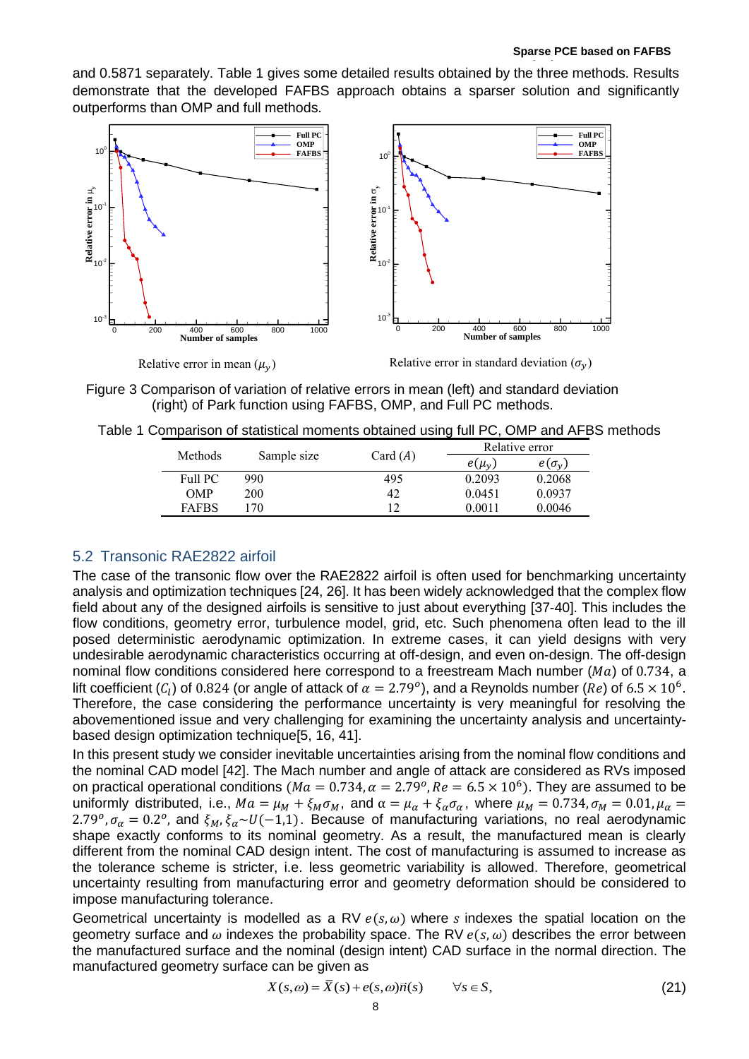and 0.5871 separately. Table 1 gives some detailed results obtained by the three methods. Results demonstrate that the developed FAFBS approach obtains a sparser solution and significantly outperforms than OMP and full methods.

Relative error in mean ($\mu_y$) &nbsp;&nbsp;&nbsp;&nbsp;&nbsp;&nbsp;&nbsp;&nbsp; Relative error in standard deviation ($\sigma_y$)

Figure 3 Comparison of variation of relative errors in mean (left) and standard deviation (right) of Park function using FAFBS, OMP, and Full PC methods.

Table 1 Comparison of statistical moments obtained using full PC, OMP and AFBS methods

| Methods | Sample size | Card ($A$) | Relative error | |
|---|---|---|---|---|
| | | | $e(\mu_y)$ | $e(\sigma_y)$ |
| Full PC | 990 | 495 | 0.2093 | 0.2068 |
| OMP | 200 | 42 | 0.0451 | 0.0937 |
| FAFBS | 170 | 12 | 0.0011 | 0.0046 |

## 5.2 Transonic RAE2822 airfoil

The case of the transonic flow over the RAE2822 airfoil is often used for benchmarking uncertainty analysis and optimization techniques [24, 26]. It has been widely acknowledged that the complex flow field about any of the designed airfoils is sensitive to just about everything [37-40]. This includes the flow conditions, geometry error, turbulence model, grid, etc. Such phenomena often lead to the ill posed deterministic aerodynamic optimization. In extreme cases, it can yield designs with very undesirable aerodynamic characteristics occurring at off-design, and even on-design. The off-design nominal flow conditions considered here correspond to a freestream Mach number ($Ma$) of 0.734, a lift coefficient ($C_l$) of 0.824 (or angle of attack of $\alpha = 2.79^o$), and a Reynolds number ($Re$) of $6.5 \times 10^6$. Therefore, the case considering the performance uncertainty is very meaningful for resolving the abovementioned issue and very challenging for examining the uncertainty analysis and uncertainty-based design optimization technique[5, 16, 41].

In this present study we consider inevitable uncertainties arising from the nominal flow conditions and the nominal CAD model [42]. The Mach number and angle of attack are considered as RVs imposed on practical operational conditions ($Ma = 0.734, \alpha = 2.79^o, Re = 6.5 \times 10^6$). They are assumed to be uniformly distributed, i.e., $Ma = \mu_M + \xi_M \sigma_M$, and $\alpha = \mu_\alpha + \xi_\alpha \sigma_\alpha$, where $\mu_M = 0.734, \sigma_M = 0.01, \mu_\alpha = 2.79^o, \sigma_\alpha = 0.2^o$, and $\xi_M, \xi_\alpha \sim U(-1,1)$. Because of manufacturing variations, no real aerodynamic shape exactly conforms to its nominal geometry. As a result, the manufactured mean is clearly different from the nominal CAD design intent. The cost of manufacturing is assumed to increase as the tolerance scheme is stricter, i.e. less geometric variability is allowed. Therefore, geometrical uncertainty resulting from manufacturing error and geometry deformation should be considered to impose manufacturing tolerance.

Geometrical uncertainty is modelled as a RV $e(s,\omega)$ where $s$ indexes the spatial location on the geometry surface and $\omega$ indexes the probability space. The RV $e(s,\omega)$ describes the error between the manufactured surface and the nominal (design intent) CAD surface in the normal direction. The manufactured geometry surface can be given as

$$X(s,\omega) = \bar{X}(s) + e(s,\omega)\vec{n}(s) \qquad \forall s \in S, \tag{21}$$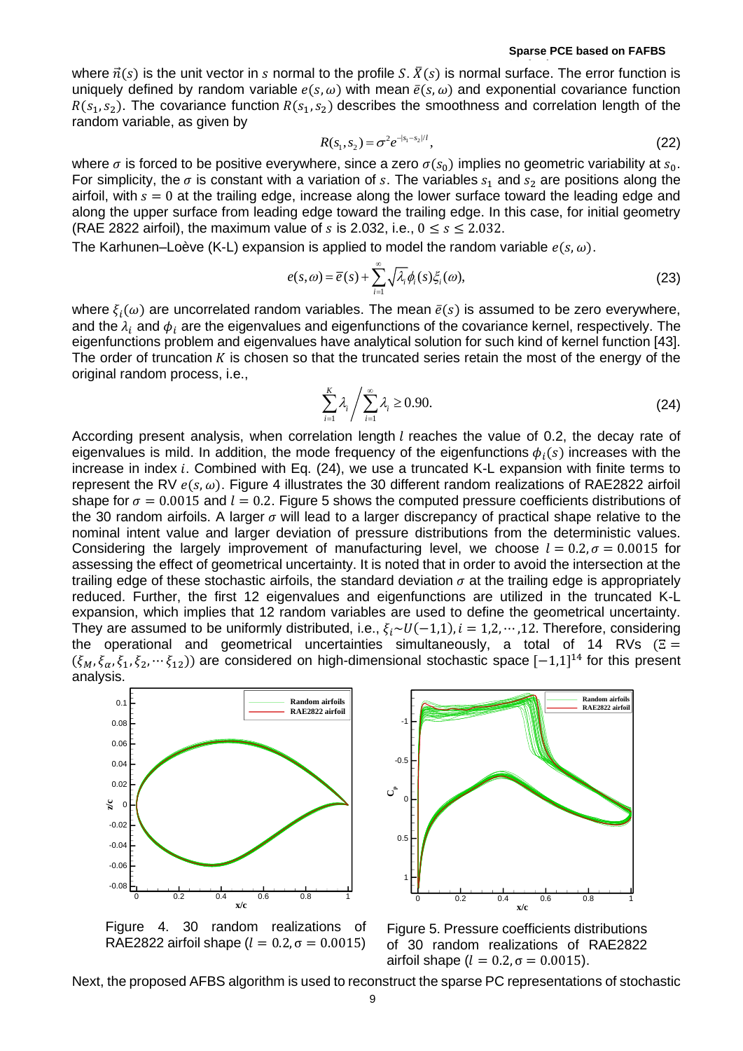where $\vec{n}(s)$ is the unit vector in $s$ normal to the profile $S$. $\bar{X}(s)$ is normal surface. The error function is uniquely defined by random variable $e(s,\omega)$ with mean $\bar{e}(s,\omega)$ and exponential covariance function $R(s_1,s_2)$. The covariance function $R(s_1,s_2)$ describes the smoothness and correlation length of the random variable, as given by

$$R(s_1,s_2)=\sigma^2 e^{-|s_1-s_2|/l}, \tag{22}$$

where $\sigma$ is forced to be positive everywhere, since a zero $\sigma(s_0)$ implies no geometric variability at $s_0$. For simplicity, the $\sigma$ is constant with a variation of $s$. The variables $s_1$ and $s_2$ are positions along the airfoil, with $s=0$ at the trailing edge, increase along the lower surface toward the leading edge and along the upper surface from leading edge toward the trailing edge. In this case, for initial geometry (RAE 2822 airfoil), the maximum value of $s$ is 2.032, i.e., $0 \le s \le 2.032$.

The Karhunen–Loève (K-L) expansion is applied to model the random variable $e(s,\omega)$.

$$e(s,\omega)=\bar{e}(s)+\sum_{i=1}^{\infty}\sqrt{\lambda_i}\phi_i(s)\xi_i(\omega), \tag{23}$$

where $\xi_i(\omega)$ are uncorrelated random variables. The mean $\bar{e}(s)$ is assumed to be zero everywhere, and the $\lambda_i$ and $\phi_i$ are the eigenvalues and eigenfunctions of the covariance kernel, respectively. The eigenfunctions problem and eigenvalues have analytical solution for such kind of kernel function [43]. The order of truncation $K$ is chosen so that the truncated series retain the most of the energy of the original random process, i.e.,

$$\sum_{i=1}^{K}\lambda_i \Big/ \sum_{i=1}^{\infty}\lambda_i \ge 0.90. \tag{24}$$

According present analysis, when correlation length $l$ reaches the value of 0.2, the decay rate of eigenvalues is mild. In addition, the mode frequency of the eigenfunctions $\phi_i(s)$ increases with the increase in index $i$. Combined with Eq. (24), we use a truncated K-L expansion with finite terms to represent the RV $e(s,\omega)$. Figure 4 illustrates the 30 different random realizations of RAE2822 airfoil shape for $\sigma=0.0015$ and $l=0.2$. Figure 5 shows the computed pressure coefficients distributions of the 30 random airfoils. A larger $\sigma$ will lead to a larger discrepancy of practical shape relative to the nominal intent value and larger deviation of pressure distributions from the deterministic values. Considering the largely improvement of manufacturing level, we choose $l=0.2, \sigma=0.0015$ for assessing the effect of geometrical uncertainty. It is noted that in order to avoid the intersection at the trailing edge of these stochastic airfoils, the standard deviation $\sigma$ at the trailing edge is appropriately reduced. Further, the first 12 eigenvalues and eigenfunctions are utilized in the truncated K-L expansion, which implies that 12 random variables are used to define the geometrical uncertainty. They are assumed to be uniformly distributed, i.e., $\xi_i \sim U(-1,1), i=1,2,\cdots,12$. Therefore, considering the operational and geometrical uncertainties simultaneously, a total of 14 RVs ($\Xi=(\xi_M,\xi_\alpha,\xi_1,\xi_2,\cdots\xi_{12})$) are considered on high-dimensional stochastic space $[-1,1]^{14}$ for this present analysis.

Figure 4. 30 random realizations of RAE2822 airfoil shape ($l=0.2, \sigma=0.0015$)

Figure 5. Pressure coefficients distributions of 30 random realizations of RAE2822 airfoil shape ($l=0.2, \sigma=0.0015$).

Next, the proposed AFBS algorithm is used to reconstruct the sparse PC representations of stochastic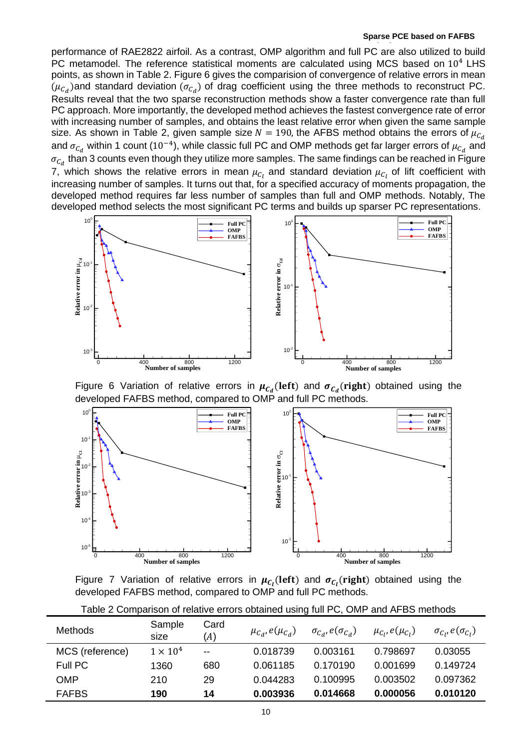performance of RAE2822 airfoil. As a contrast, OMP algorithm and full PC are also utilized to build PC metamodel. The reference statistical moments are calculated using MCS based on $10^4$ LHS points, as shown in Table 2. Figure 6 gives the comparision of convergence of relative errors in mean ($\mu_{C_d}$)and standard deviation ($\sigma_{C_d}$) of drag coefficient using the three methods to reconstruct PC. Results reveal that the two sparse reconstruction methods show a faster convergence rate than full PC approach. More importantly, the developed method achieves the fastest convergence rate of error with increasing number of samples, and obtains the least relative error when given the same sample size. As shown in Table 2, given sample size $N = 190$, the AFBS method obtains the errors of $\mu_{C_d}$ and $\sigma_{C_d}$ within 1 count ($10^{-4}$), while classic full PC and OMP methods get far larger errors of $\mu_{C_d}$ and $\sigma_{C_d}$ than 3 counts even though they utilize more samples. The same findings can be reached in Figure 7, which shows the relative errors in mean $\mu_{C_l}$ and standard deviation $\mu_{C_l}$ of lift coefficient with increasing number of samples. It turns out that, for a specified accuracy of moments propagation, the developed method requires far less number of samples than full and OMP methods. Notably, The developed method selects the most significant PC terms and builds up sparser PC representations.

Figure 6 Variation of relative errors in $\boldsymbol{\mu_{C_d}}$(**left**) and $\boldsymbol{\sigma_{C_d}}$(**right**) obtained using the developed FAFBS method, compared to OMP and full PC methods.

Figure 7 Variation of relative errors in $\boldsymbol{\mu_{C_l}}$(**left**) and $\boldsymbol{\sigma_{C_l}}$(**right**) obtained using the developed FAFBS method, compared to OMP and full PC methods.

Table 2 Comparison of relative errors obtained using full PC, OMP and AFBS methods

| Methods | Sample size | Card $(A)$ | $\mu_{C_d}, e(\mu_{C_d})$ | $\sigma_{C_d}, e(\sigma_{C_d})$ | $\mu_{C_l}, e(\mu_{C_l})$ | $\sigma_{C_l}, e(\sigma_{C_l})$ |
|---|---|---|---|---|---|---|
| MCS (reference) | $1 \times 10^4$ | -- | 0.018739 | 0.003161 | 0.798697 | 0.03055 |
| Full PC | 1360 | 680 | 0.061185 | 0.170190 | 0.001699 | 0.149724 |
| OMP | 210 | 29 | 0.044283 | 0.100995 | 0.003502 | 0.097362 |
| FAFBS | **190** | **14** | **0.003936** | **0.014668** | **0.000056** | **0.010120** |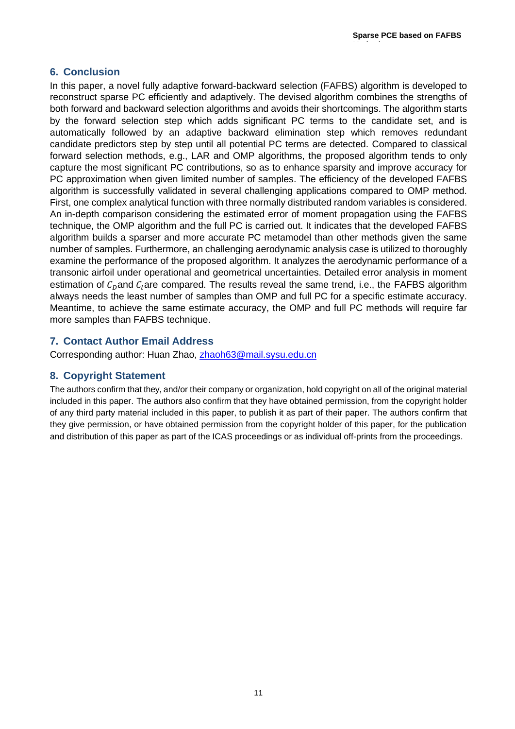## 6. Conclusion

In this paper, a novel fully adaptive forward-backward selection (FAFBS) algorithm is developed to reconstruct sparse PC efficiently and adaptively. The devised algorithm combines the strengths of both forward and backward selection algorithms and avoids their shortcomings. The algorithm starts by the forward selection step which adds significant PC terms to the candidate set, and is automatically followed by an adaptive backward elimination step which removes redundant candidate predictors step by step until all potential PC terms are detected. Compared to classical forward selection methods, e.g., LAR and OMP algorithms, the proposed algorithm tends to only capture the most significant PC contributions, so as to enhance sparsity and improve accuracy for PC approximation when given limited number of samples. The efficiency of the developed FAFBS algorithm is successfully validated in several challenging applications compared to OMP method. First, one complex analytical function with three normally distributed random variables is considered. An in-depth comparison considering the estimated error of moment propagation using the FAFBS technique, the OMP algorithm and the full PC is carried out. It indicates that the developed FAFBS algorithm builds a sparser and more accurate PC metamodel than other methods given the same number of samples. Furthermore, an challenging aerodynamic analysis case is utilized to thoroughly examine the performance of the proposed algorithm. It analyzes the aerodynamic performance of a transonic airfoil under operational and geometrical uncertainties. Detailed error analysis in moment estimation of $C_D$and $C_l$are compared. The results reveal the same trend, i.e., the FAFBS algorithm always needs the least number of samples than OMP and full PC for a specific estimate accuracy. Meantime, to achieve the same estimate accuracy, the OMP and full PC methods will require far more samples than FAFBS technique.

## 7. Contact Author Email Address

Corresponding author: Huan Zhao, zhaoh63@mail.sysu.edu.cn

## 8. Copyright Statement

The authors confirm that they, and/or their company or organization, hold copyright on all of the original material included in this paper. The authors also confirm that they have obtained permission, from the copyright holder of any third party material included in this paper, to publish it as part of their paper. The authors confirm that they give permission, or have obtained permission from the copyright holder of this paper, for the publication and distribution of this paper as part of the ICAS proceedings or as individual off-prints from the proceedings.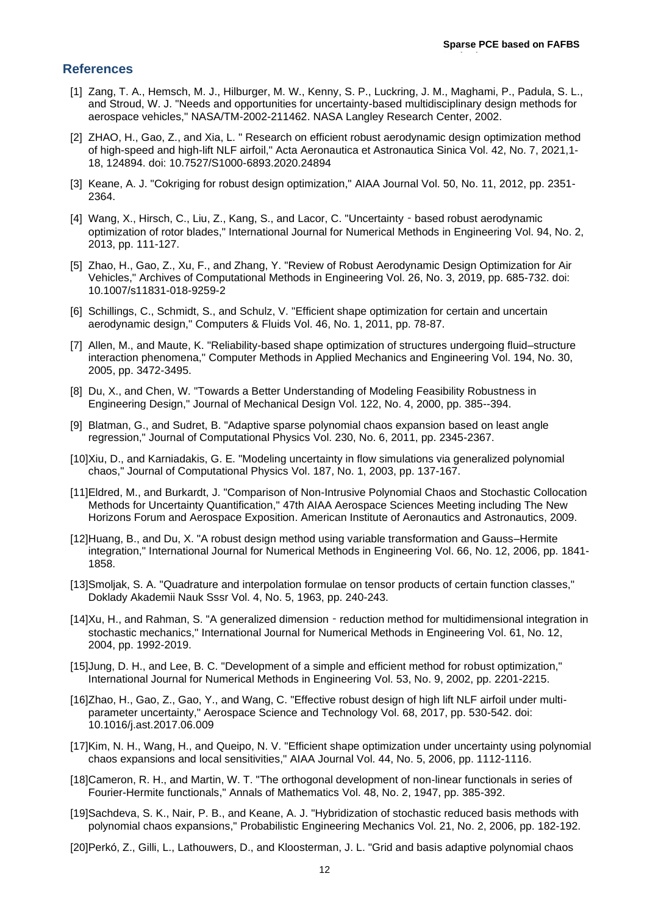## References

[1] Zang, T. A., Hemsch, M. J., Hilburger, M. W., Kenny, S. P., Luckring, J. M., Maghami, P., Padula, S. L., and Stroud, W. J. "Needs and opportunities for uncertainty-based multidisciplinary design methods for aerospace vehicles," NASA/TM-2002-211462. NASA Langley Research Center, 2002.

[2] ZHAO, H., Gao, Z., and Xia, L. " Research on efficient robust aerodynamic design optimization method of high-speed and high-lift NLF airfoil," Acta Aeronautica et Astronautica Sinica Vol. 42, No. 7, 2021,1-18, 124894. doi: 10.7527/S1000-6893.2020.24894

[3] Keane, A. J. "Cokriging for robust design optimization," AIAA Journal Vol. 50, No. 11, 2012, pp. 2351-2364.

[4] Wang, X., Hirsch, C., Liu, Z., Kang, S., and Lacor, C. "Uncertainty‐based robust aerodynamic optimization of rotor blades," International Journal for Numerical Methods in Engineering Vol. 94, No. 2, 2013, pp. 111-127.

[5] Zhao, H., Gao, Z., Xu, F., and Zhang, Y. "Review of Robust Aerodynamic Design Optimization for Air Vehicles," Archives of Computational Methods in Engineering Vol. 26, No. 3, 2019, pp. 685-732. doi: 10.1007/s11831-018-9259-2

[6] Schillings, C., Schmidt, S., and Schulz, V. "Efficient shape optimization for certain and uncertain aerodynamic design," Computers & Fluids Vol. 46, No. 1, 2011, pp. 78-87.

[7] Allen, M., and Maute, K. "Reliability-based shape optimization of structures undergoing fluid–structure interaction phenomena," Computer Methods in Applied Mechanics and Engineering Vol. 194, No. 30, 2005, pp. 3472-3495.

[8] Du, X., and Chen, W. "Towards a Better Understanding of Modeling Feasibility Robustness in Engineering Design," Journal of Mechanical Design Vol. 122, No. 4, 2000, pp. 385--394.

[9] Blatman, G., and Sudret, B. "Adaptive sparse polynomial chaos expansion based on least angle regression," Journal of Computational Physics Vol. 230, No. 6, 2011, pp. 2345-2367.

[10] Xiu, D., and Karniadakis, G. E. "Modeling uncertainty in flow simulations via generalized polynomial chaos," Journal of Computational Physics Vol. 187, No. 1, 2003, pp. 137-167.

[11] Eldred, M., and Burkardt, J. "Comparison of Non-Intrusive Polynomial Chaos and Stochastic Collocation Methods for Uncertainty Quantification," 47th AIAA Aerospace Sciences Meeting including The New Horizons Forum and Aerospace Exposition. American Institute of Aeronautics and Astronautics, 2009.

[12] Huang, B., and Du, X. "A robust design method using variable transformation and Gauss–Hermite integration," International Journal for Numerical Methods in Engineering Vol. 66, No. 12, 2006, pp. 1841-1858.

[13] Smoljak, S. A. "Quadrature and interpolation formulae on tensor products of certain function classes," Doklady Akademii Nauk Sssr Vol. 4, No. 5, 1963, pp. 240-243.

[14] Xu, H., and Rahman, S. "A generalized dimension‐reduction method for multidimensional integration in stochastic mechanics," International Journal for Numerical Methods in Engineering Vol. 61, No. 12, 2004, pp. 1992-2019.

[15] Jung, D. H., and Lee, B. C. "Development of a simple and efficient method for robust optimization," International Journal for Numerical Methods in Engineering Vol. 53, No. 9, 2002, pp. 2201-2215.

[16] Zhao, H., Gao, Z., Gao, Y., and Wang, C. "Effective robust design of high lift NLF airfoil under multi-parameter uncertainty," Aerospace Science and Technology Vol. 68, 2017, pp. 530-542. doi: 10.1016/j.ast.2017.06.009

[17] Kim, N. H., Wang, H., and Queipo, N. V. "Efficient shape optimization under uncertainty using polynomial chaos expansions and local sensitivities," AIAA Journal Vol. 44, No. 5, 2006, pp. 1112-1116.

[18] Cameron, R. H., and Martin, W. T. "The orthogonal development of non-linear functionals in series of Fourier-Hermite functionals," Annals of Mathematics Vol. 48, No. 2, 1947, pp. 385-392.

[19] Sachdeva, S. K., Nair, P. B., and Keane, A. J. "Hybridization of stochastic reduced basis methods with polynomial chaos expansions," Probabilistic Engineering Mechanics Vol. 21, No. 2, 2006, pp. 182-192.

[20] Perkó, Z., Gilli, L., Lathouwers, D., and Kloosterman, J. L. "Grid and basis adaptive polynomial chaos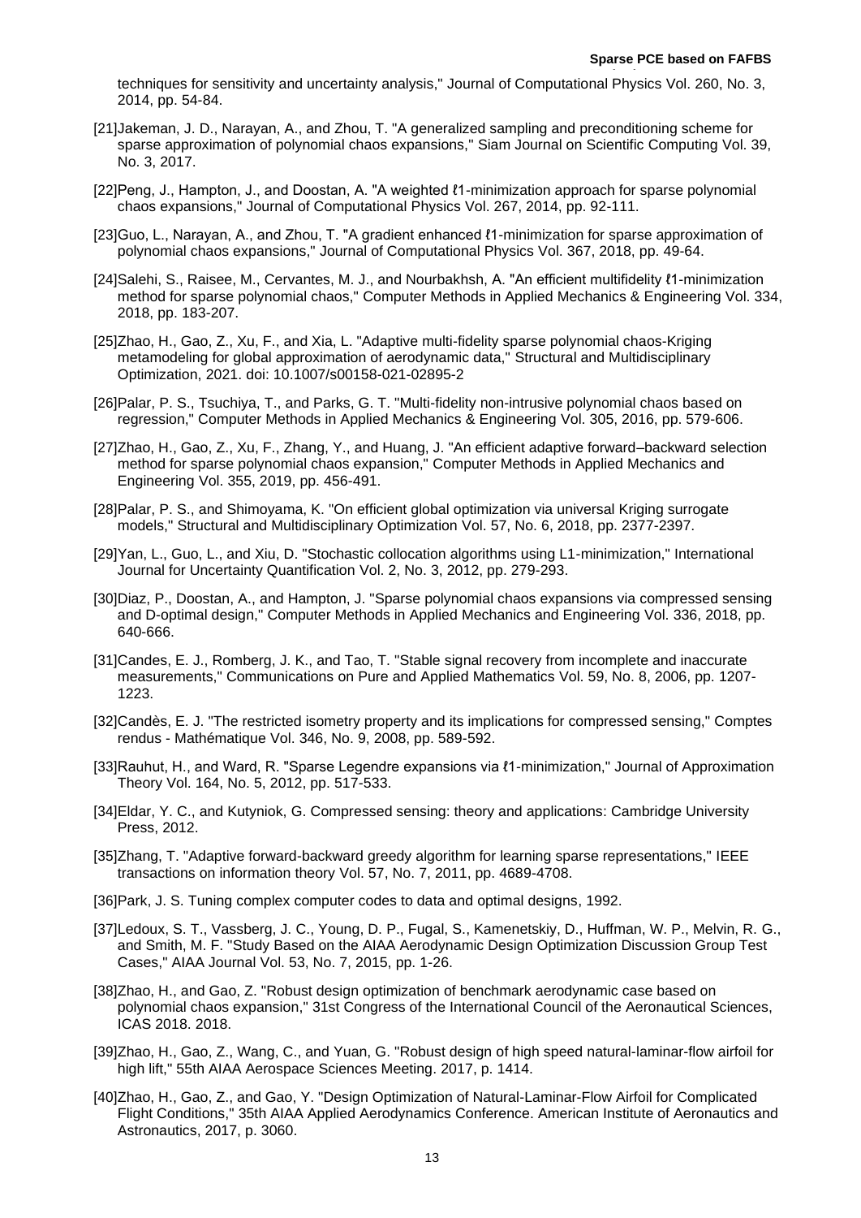techniques for sensitivity and uncertainty analysis," Journal of Computational Physics Vol. 260, No. 3, 2014, pp. 54-84.

[21]Jakeman, J. D., Narayan, A., and Zhou, T. "A generalized sampling and preconditioning scheme for sparse approximation of polynomial chaos expansions," Siam Journal on Scientific Computing Vol. 39, No. 3, 2017.

[22]Peng, J., Hampton, J., and Doostan, A. "A weighted ℓ1-minimization approach for sparse polynomial chaos expansions," Journal of Computational Physics Vol. 267, 2014, pp. 92-111.

[23]Guo, L., Narayan, A., and Zhou, T. "A gradient enhanced ℓ1-minimization for sparse approximation of polynomial chaos expansions," Journal of Computational Physics Vol. 367, 2018, pp. 49-64.

[24]Salehi, S., Raisee, M., Cervantes, M. J., and Nourbakhsh, A. "An efficient multifidelity ℓ1-minimization method for sparse polynomial chaos," Computer Methods in Applied Mechanics & Engineering Vol. 334, 2018, pp. 183-207.

[25]Zhao, H., Gao, Z., Xu, F., and Xia, L. "Adaptive multi-fidelity sparse polynomial chaos-Kriging metamodeling for global approximation of aerodynamic data," Structural and Multidisciplinary Optimization, 2021. doi: 10.1007/s00158-021-02895-2

[26]Palar, P. S., Tsuchiya, T., and Parks, G. T. "Multi-fidelity non-intrusive polynomial chaos based on regression," Computer Methods in Applied Mechanics & Engineering Vol. 305, 2016, pp. 579-606.

[27]Zhao, H., Gao, Z., Xu, F., Zhang, Y., and Huang, J. "An efficient adaptive forward–backward selection method for sparse polynomial chaos expansion," Computer Methods in Applied Mechanics and Engineering Vol. 355, 2019, pp. 456-491.

[28]Palar, P. S., and Shimoyama, K. "On efficient global optimization via universal Kriging surrogate models," Structural and Multidisciplinary Optimization Vol. 57, No. 6, 2018, pp. 2377-2397.

[29]Yan, L., Guo, L., and Xiu, D. "Stochastic collocation algorithms using L1-minimization," International Journal for Uncertainty Quantification Vol. 2, No. 3, 2012, pp. 279-293.

[30]Diaz, P., Doostan, A., and Hampton, J. "Sparse polynomial chaos expansions via compressed sensing and D-optimal design," Computer Methods in Applied Mechanics and Engineering Vol. 336, 2018, pp. 640-666.

[31]Candes, E. J., Romberg, J. K., and Tao, T. "Stable signal recovery from incomplete and inaccurate measurements," Communications on Pure and Applied Mathematics Vol. 59, No. 8, 2006, pp. 1207-1223.

[32]Candès, E. J. "The restricted isometry property and its implications for compressed sensing," Comptes rendus - Mathématique Vol. 346, No. 9, 2008, pp. 589-592.

[33]Rauhut, H., and Ward, R. "Sparse Legendre expansions via ℓ1-minimization," Journal of Approximation Theory Vol. 164, No. 5, 2012, pp. 517-533.

[34]Eldar, Y. C., and Kutyniok, G. Compressed sensing: theory and applications: Cambridge University Press, 2012.

[35]Zhang, T. "Adaptive forward-backward greedy algorithm for learning sparse representations," IEEE transactions on information theory Vol. 57, No. 7, 2011, pp. 4689-4708.

[36]Park, J. S. Tuning complex computer codes to data and optimal designs, 1992.

[37]Ledoux, S. T., Vassberg, J. C., Young, D. P., Fugal, S., Kamenetskiy, D., Huffman, W. P., Melvin, R. G., and Smith, M. F. "Study Based on the AIAA Aerodynamic Design Optimization Discussion Group Test Cases," AIAA Journal Vol. 53, No. 7, 2015, pp. 1-26.

[38]Zhao, H., and Gao, Z. "Robust design optimization of benchmark aerodynamic case based on polynomial chaos expansion," 31st Congress of the International Council of the Aeronautical Sciences, ICAS 2018. 2018.

[39]Zhao, H., Gao, Z., Wang, C., and Yuan, G. "Robust design of high speed natural-laminar-flow airfoil for high lift," 55th AIAA Aerospace Sciences Meeting. 2017, p. 1414.

[40]Zhao, H., Gao, Z., and Gao, Y. "Design Optimization of Natural-Laminar-Flow Airfoil for Complicated Flight Conditions," 35th AIAA Applied Aerodynamics Conference. American Institute of Aeronautics and Astronautics, 2017, p. 3060.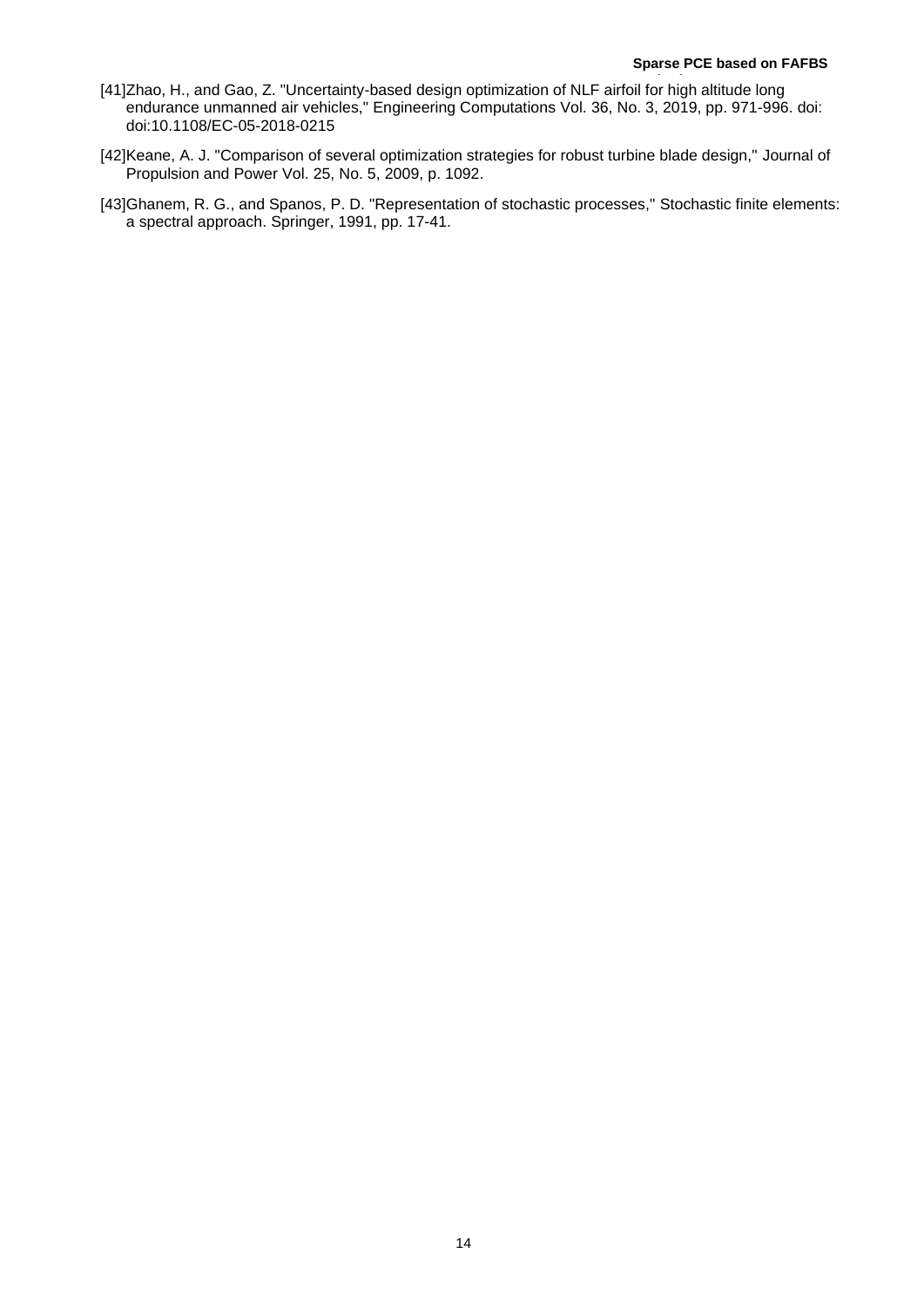[41]Zhao, H., and Gao, Z. "Uncertainty-based design optimization of NLF airfoil for high altitude long endurance unmanned air vehicles," Engineering Computations Vol. 36, No. 3, 2019, pp. 971-996. doi: doi:10.1108/EC-05-2018-0215

[42]Keane, A. J. "Comparison of several optimization strategies for robust turbine blade design," Journal of Propulsion and Power Vol. 25, No. 5, 2009, p. 1092.

[43]Ghanem, R. G., and Spanos, P. D. "Representation of stochastic processes," Stochastic finite elements: a spectral approach. Springer, 1991, pp. 17-41.